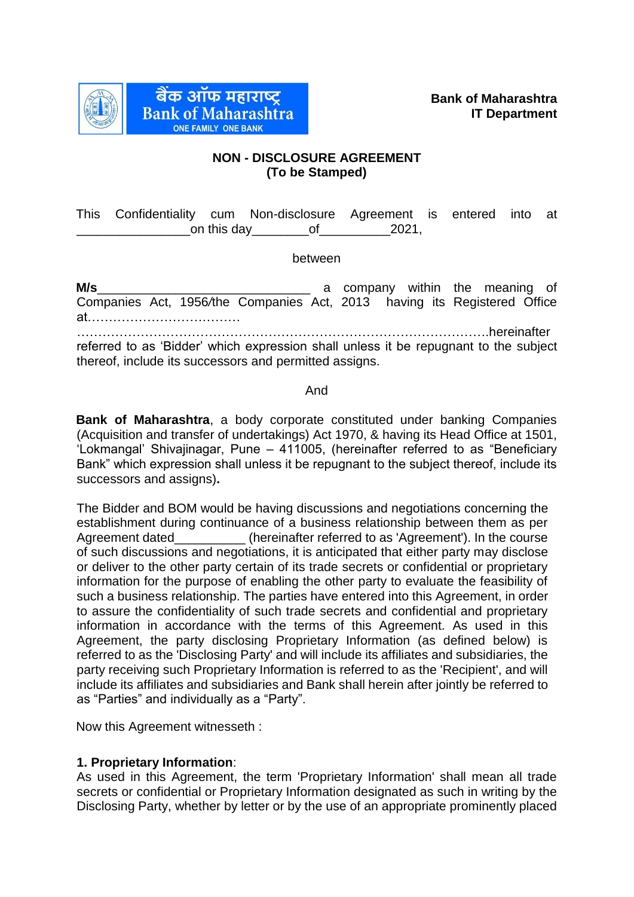बैंक ऑफ महाराष्ट्र
Bank of Maharashtra
ONE FAMILY ONE BANK

**Bank of Maharashtra**
**IT Department**

**NON - DISCLOSURE AGREEMENT**
**(To be Stamped)**

This Confidentiality cum Non-disclosure Agreement is entered into at ________________on this day________of__________2021,

between

**M/s**_____________________________ a company within the meaning of Companies Act, 1956/the Companies Act, 2013 having its Registered Office at………………………………
……………………………………………………………………………………….hereinafter referred to as 'Bidder' which expression shall unless it be repugnant to the subject thereof, include its successors and permitted assigns.

And

**Bank of Maharashtra**, a body corporate constituted under banking Companies (Acquisition and transfer of undertakings) Act 1970, & having its Head Office at 1501, 'Lokmangal' Shivajinagar, Pune – 411005, (hereinafter referred to as "Beneficiary Bank" which expression shall unless it be repugnant to the subject thereof, include its successors and assigns)**.**

The Bidder and BOM would be having discussions and negotiations concerning the establishment during continuance of a business relationship between them as per Agreement dated__________ (hereinafter referred to as 'Agreement'). In the course of such discussions and negotiations, it is anticipated that either party may disclose or deliver to the other party certain of its trade secrets or confidential or proprietary information for the purpose of enabling the other party to evaluate the feasibility of such a business relationship. The parties have entered into this Agreement, in order to assure the confidentiality of such trade secrets and confidential and proprietary information in accordance with the terms of this Agreement. As used in this Agreement, the party disclosing Proprietary Information (as defined below) is referred to as the 'Disclosing Party' and will include its affiliates and subsidiaries, the party receiving such Proprietary Information is referred to as the 'Recipient', and will include its affiliates and subsidiaries and Bank shall herein after jointly be referred to as "Parties" and individually as a "Party".

Now this Agreement witnesseth :

**1. Proprietary Information**:
As used in this Agreement, the term 'Proprietary Information' shall mean all trade secrets or confidential or Proprietary Information designated as such in writing by the Disclosing Party, whether by letter or by the use of an appropriate prominently placed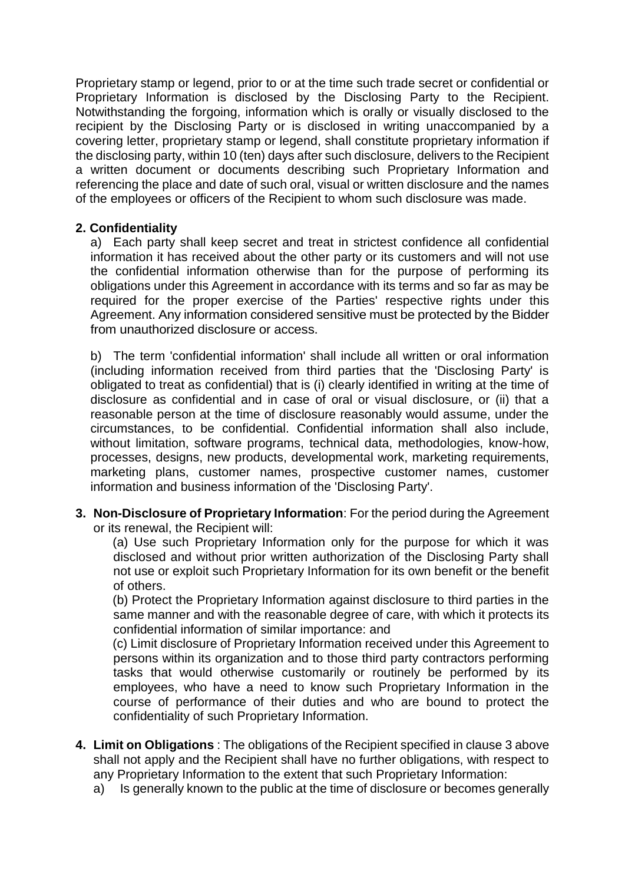Proprietary stamp or legend, prior to or at the time such trade secret or confidential or Proprietary Information is disclosed by the Disclosing Party to the Recipient. Notwithstanding the forgoing, information which is orally or visually disclosed to the recipient by the Disclosing Party or is disclosed in writing unaccompanied by a covering letter, proprietary stamp or legend, shall constitute proprietary information if the disclosing party, within 10 (ten) days after such disclosure, delivers to the Recipient a written document or documents describing such Proprietary Information and referencing the place and date of such oral, visual or written disclosure and the names of the employees or officers of the Recipient to whom such disclosure was made.

**2. Confidentiality**

a) Each party shall keep secret and treat in strictest confidence all confidential information it has received about the other party or its customers and will not use the confidential information otherwise than for the purpose of performing its obligations under this Agreement in accordance with its terms and so far as may be required for the proper exercise of the Parties' respective rights under this Agreement. Any information considered sensitive must be protected by the Bidder from unauthorized disclosure or access.

b) The term 'confidential information' shall include all written or oral information (including information received from third parties that the 'Disclosing Party' is obligated to treat as confidential) that is (i) clearly identified in writing at the time of disclosure as confidential and in case of oral or visual disclosure, or (ii) that a reasonable person at the time of disclosure reasonably would assume, under the circumstances, to be confidential. Confidential information shall also include, without limitation, software programs, technical data, methodologies, know-how, processes, designs, new products, developmental work, marketing requirements, marketing plans, customer names, prospective customer names, customer information and business information of the 'Disclosing Party'.

**3. Non-Disclosure of Proprietary Information**: For the period during the Agreement or its renewal, the Recipient will:

(a) Use such Proprietary Information only for the purpose for which it was disclosed and without prior written authorization of the Disclosing Party shall not use or exploit such Proprietary Information for its own benefit or the benefit of others.

(b) Protect the Proprietary Information against disclosure to third parties in the same manner and with the reasonable degree of care, with which it protects its confidential information of similar importance: and

(c) Limit disclosure of Proprietary Information received under this Agreement to persons within its organization and to those third party contractors performing tasks that would otherwise customarily or routinely be performed by its employees, who have a need to know such Proprietary Information in the course of performance of their duties and who are bound to protect the confidentiality of such Proprietary Information.

**4. Limit on Obligations** : The obligations of the Recipient specified in clause 3 above shall not apply and the Recipient shall have no further obligations, with respect to any Proprietary Information to the extent that such Proprietary Information:

a) Is generally known to the public at the time of disclosure or becomes generally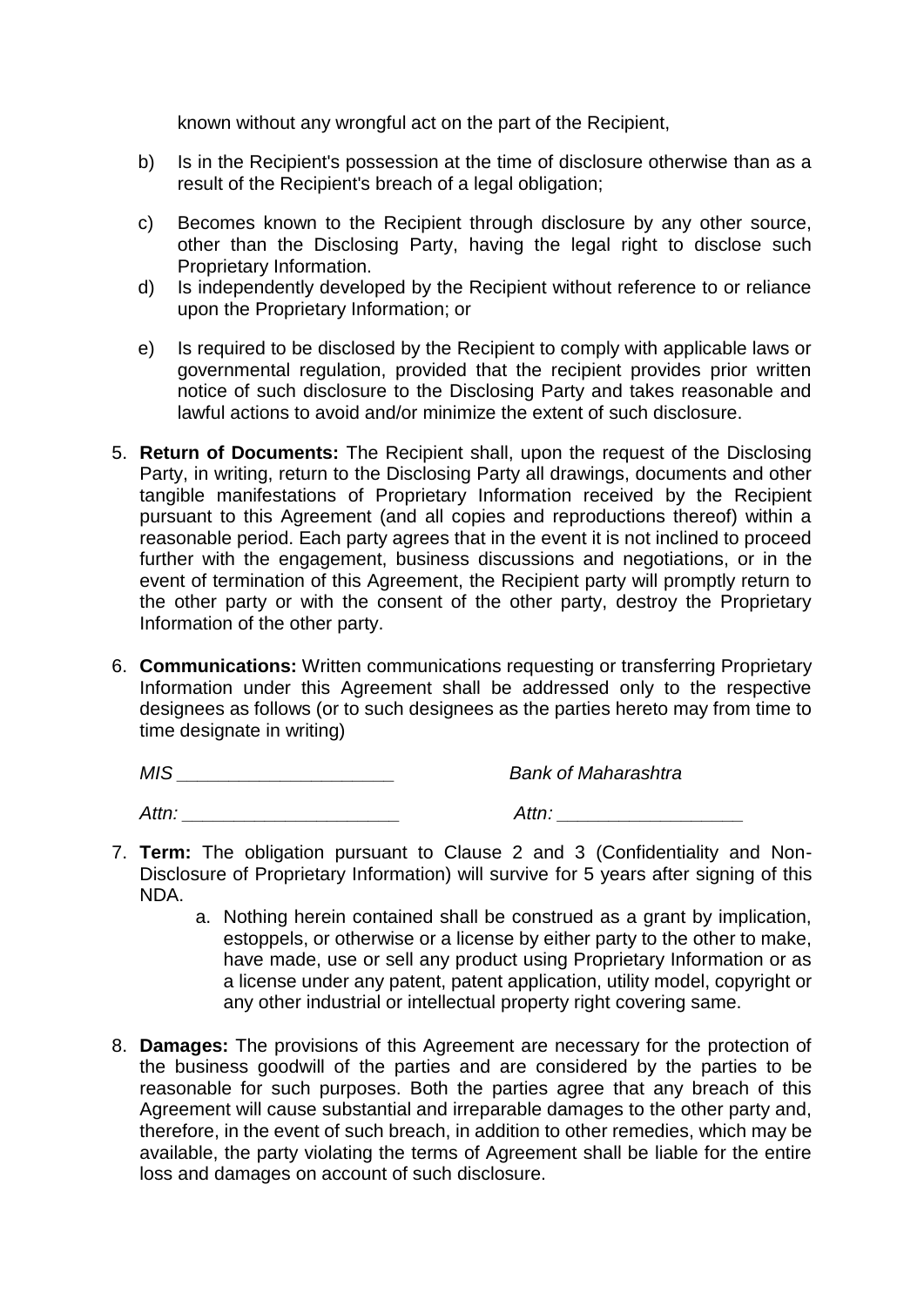known without any wrongful act on the part of the Recipient,

b) Is in the Recipient's possession at the time of disclosure otherwise than as a result of the Recipient's breach of a legal obligation;

c) Becomes known to the Recipient through disclosure by any other source, other than the Disclosing Party, having the legal right to disclose such Proprietary Information.

d) Is independently developed by the Recipient without reference to or reliance upon the Proprietary Information; or

e) Is required to be disclosed by the Recipient to comply with applicable laws or governmental regulation, provided that the recipient provides prior written notice of such disclosure to the Disclosing Party and takes reasonable and lawful actions to avoid and/or minimize the extent of such disclosure.

5. **Return of Documents:** The Recipient shall, upon the request of the Disclosing Party, in writing, return to the Disclosing Party all drawings, documents and other tangible manifestations of Proprietary Information received by the Recipient pursuant to this Agreement (and all copies and reproductions thereof) within a reasonable period. Each party agrees that in the event it is not inclined to proceed further with the engagement, business discussions and negotiations, or in the event of termination of this Agreement, the Recipient party will promptly return to the other party or with the consent of the other party, destroy the Proprietary Information of the other party.

6. **Communications:** Written communications requesting or transferring Proprietary Information under this Agreement shall be addressed only to the respective designees as follows (or to such designees as the parties hereto may from time to time designate in writing)

   *MIS ____________________* *Bank of Maharashtra*

   *Attn: ____________________* *Attn: ________________*

7. **Term:** The obligation pursuant to Clause 2 and 3 (Confidentiality and Non-Disclosure of Proprietary Information) will survive for 5 years after signing of this NDA.

   a. Nothing herein contained shall be construed as a grant by implication, estoppels, or otherwise or a license by either party to the other to make, have made, use or sell any product using Proprietary Information or as a license under any patent, patent application, utility model, copyright or any other industrial or intellectual property right covering same.

8. **Damages:** The provisions of this Agreement are necessary for the protection of the business goodwill of the parties and are considered by the parties to be reasonable for such purposes. Both the parties agree that any breach of this Agreement will cause substantial and irreparable damages to the other party and, therefore, in the event of such breach, in addition to other remedies, which may be available, the party violating the terms of Agreement shall be liable for the entire loss and damages on account of such disclosure.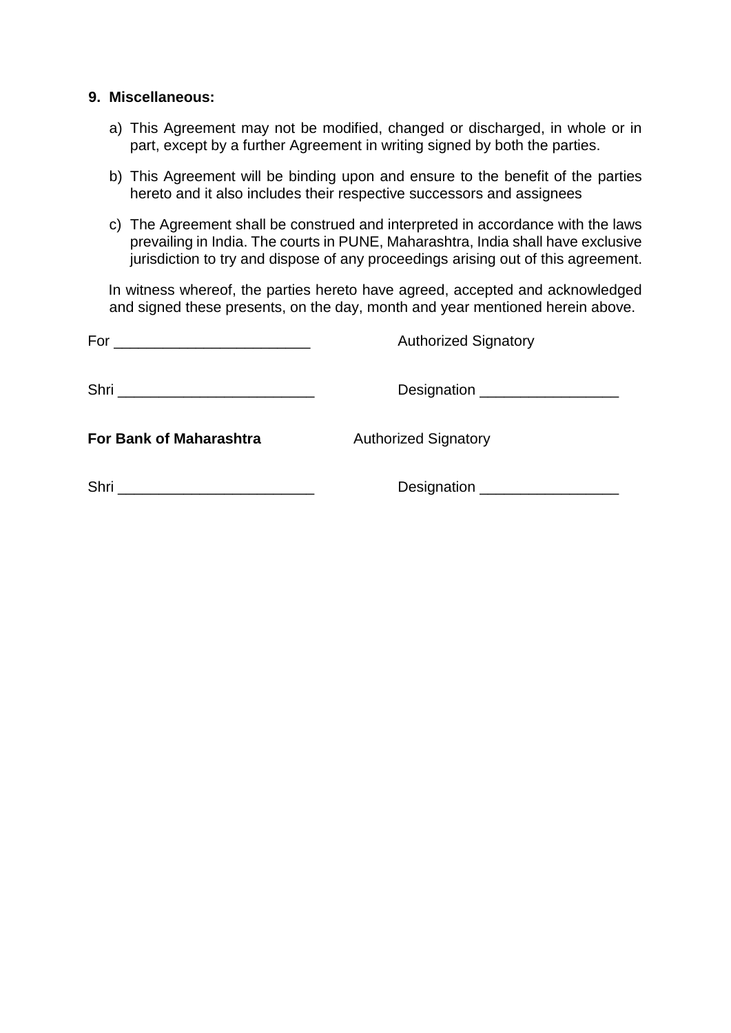**9. Miscellaneous:**

a) This Agreement may not be modified, changed or discharged, in whole or in part, except by a further Agreement in writing signed by both the parties.

b) This Agreement will be binding upon and ensure to the benefit of the parties hereto and it also includes their respective successors and assignees

c) The Agreement shall be construed and interpreted in accordance with the laws prevailing in India. The courts in PUNE, Maharashtra, India shall have exclusive jurisdiction to try and dispose of any proceedings arising out of this agreement.

In witness whereof, the parties hereto have agreed, accepted and acknowledged and signed these presents, on the day, month and year mentioned herein above.

For ________________________ Authorized Signatory

Shri ________________________ Designation _________________

**For Bank of Maharashtra** Authorized Signatory

Shri ________________________ Designation _________________